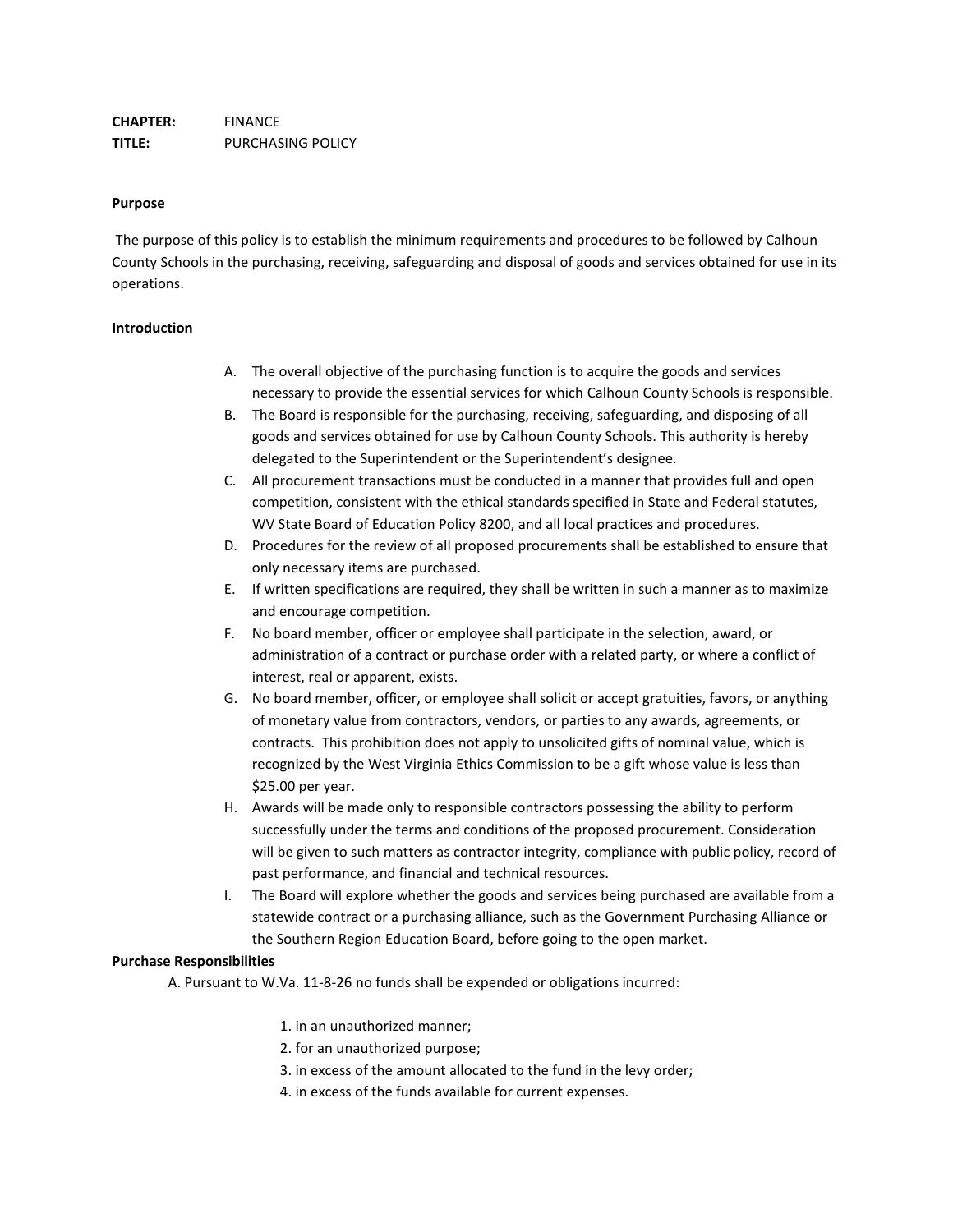**CHAPTER:** FINANCE
**TITLE:** PURCHASING POLICY

**Purpose**

The purpose of this policy is to establish the minimum requirements and procedures to be followed by Calhoun County Schools in the purchasing, receiving, safeguarding and disposal of goods and services obtained for use in its operations.

**Introduction**

A. The overall objective of the purchasing function is to acquire the goods and services necessary to provide the essential services for which Calhoun County Schools is responsible.

B. The Board is responsible for the purchasing, receiving, safeguarding, and disposing of all goods and services obtained for use by Calhoun County Schools. This authority is hereby delegated to the Superintendent or the Superintendent's designee.

C. All procurement transactions must be conducted in a manner that provides full and open competition, consistent with the ethical standards specified in State and Federal statutes, WV State Board of Education Policy 8200, and all local practices and procedures.

D. Procedures for the review of all proposed procurements shall be established to ensure that only necessary items are purchased.

E. If written specifications are required, they shall be written in such a manner as to maximize and encourage competition.

F. No board member, officer or employee shall participate in the selection, award, or administration of a contract or purchase order with a related party, or where a conflict of interest, real or apparent, exists.

G. No board member, officer, or employee shall solicit or accept gratuities, favors, or anything of monetary value from contractors, vendors, or parties to any awards, agreements, or contracts. This prohibition does not apply to unsolicited gifts of nominal value, which is recognized by the West Virginia Ethics Commission to be a gift whose value is less than $25.00 per year.

H. Awards will be made only to responsible contractors possessing the ability to perform successfully under the terms and conditions of the proposed procurement. Consideration will be given to such matters as contractor integrity, compliance with public policy, record of past performance, and financial and technical resources.

I. The Board will explore whether the goods and services being purchased are available from a statewide contract or a purchasing alliance, such as the Government Purchasing Alliance or the Southern Region Education Board, before going to the open market.

**Purchase Responsibilities**

A. Pursuant to W.Va. 11-8-26 no funds shall be expended or obligations incurred:

1. in an unauthorized manner;
2. for an unauthorized purpose;
3. in excess of the amount allocated to the fund in the levy order;
4. in excess of the funds available for current expenses.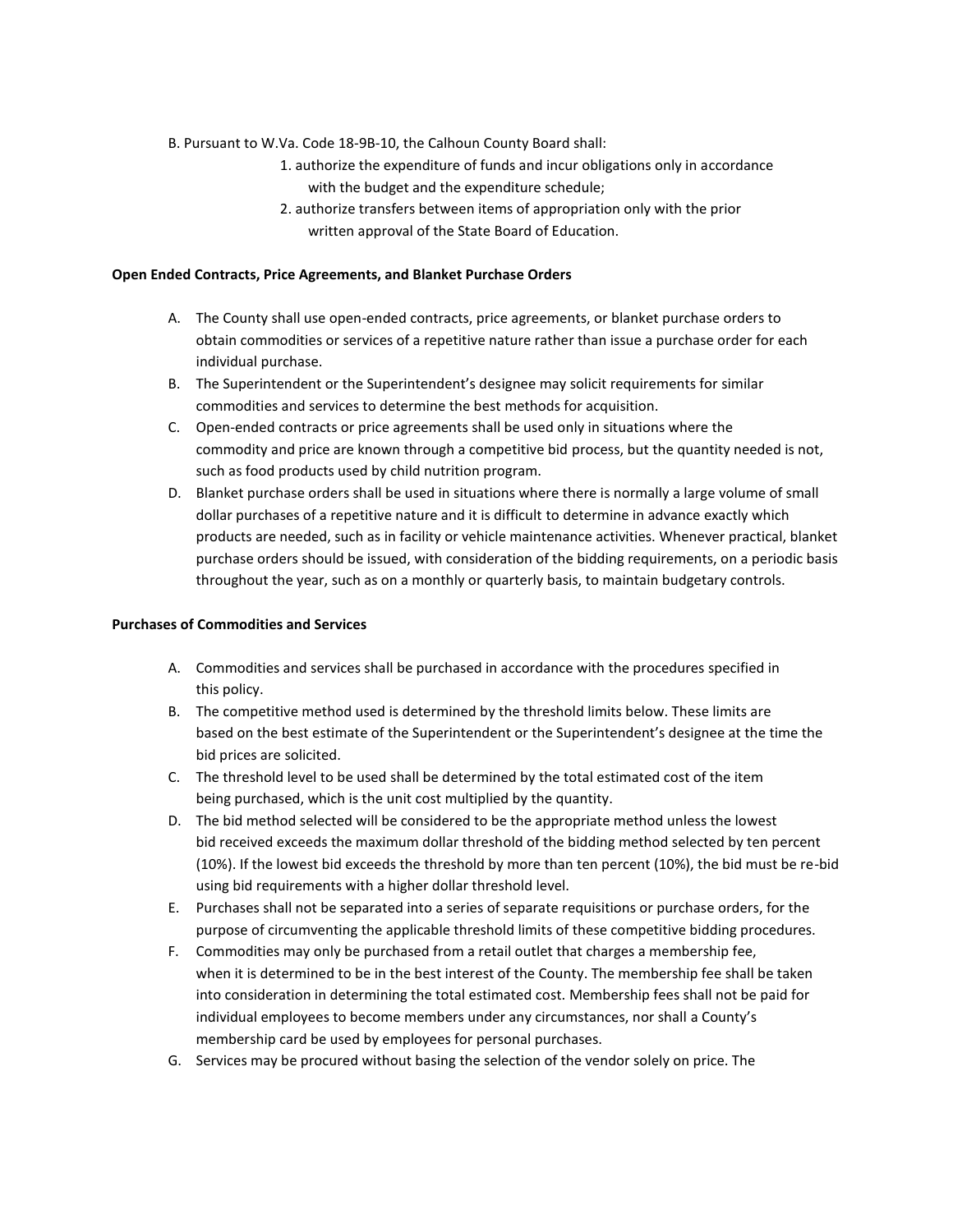B. Pursuant to W.Va. Code 18-9B-10, the Calhoun County Board shall:

1. authorize the expenditure of funds and incur obligations only in accordance with the budget and the expenditure schedule;
2. authorize transfers between items of appropriation only with the prior written approval of the State Board of Education.

**Open Ended Contracts, Price Agreements, and Blanket Purchase Orders**

A. The County shall use open-ended contracts, price agreements, or blanket purchase orders to obtain commodities or services of a repetitive nature rather than issue a purchase order for each individual purchase.

B. The Superintendent or the Superintendent's designee may solicit requirements for similar commodities and services to determine the best methods for acquisition.

C. Open-ended contracts or price agreements shall be used only in situations where the commodity and price are known through a competitive bid process, but the quantity needed is not, such as food products used by child nutrition program.

D. Blanket purchase orders shall be used in situations where there is normally a large volume of small dollar purchases of a repetitive nature and it is difficult to determine in advance exactly which products are needed, such as in facility or vehicle maintenance activities. Whenever practical, blanket purchase orders should be issued, with consideration of the bidding requirements, on a periodic basis throughout the year, such as on a monthly or quarterly basis, to maintain budgetary controls.

**Purchases of Commodities and Services**

A. Commodities and services shall be purchased in accordance with the procedures specified in this policy.

B. The competitive method used is determined by the threshold limits below. These limits are based on the best estimate of the Superintendent or the Superintendent's designee at the time the bid prices are solicited.

C. The threshold level to be used shall be determined by the total estimated cost of the item being purchased, which is the unit cost multiplied by the quantity.

D. The bid method selected will be considered to be the appropriate method unless the lowest bid received exceeds the maximum dollar threshold of the bidding method selected by ten percent (10%). If the lowest bid exceeds the threshold by more than ten percent (10%), the bid must be re-bid using bid requirements with a higher dollar threshold level.

E. Purchases shall not be separated into a series of separate requisitions or purchase orders, for the purpose of circumventing the applicable threshold limits of these competitive bidding procedures.

F. Commodities may only be purchased from a retail outlet that charges a membership fee, when it is determined to be in the best interest of the County. The membership fee shall be taken into consideration in determining the total estimated cost. Membership fees shall not be paid for individual employees to become members under any circumstances, nor shall a County's membership card be used by employees for personal purchases.

G. Services may be procured without basing the selection of the vendor solely on price. The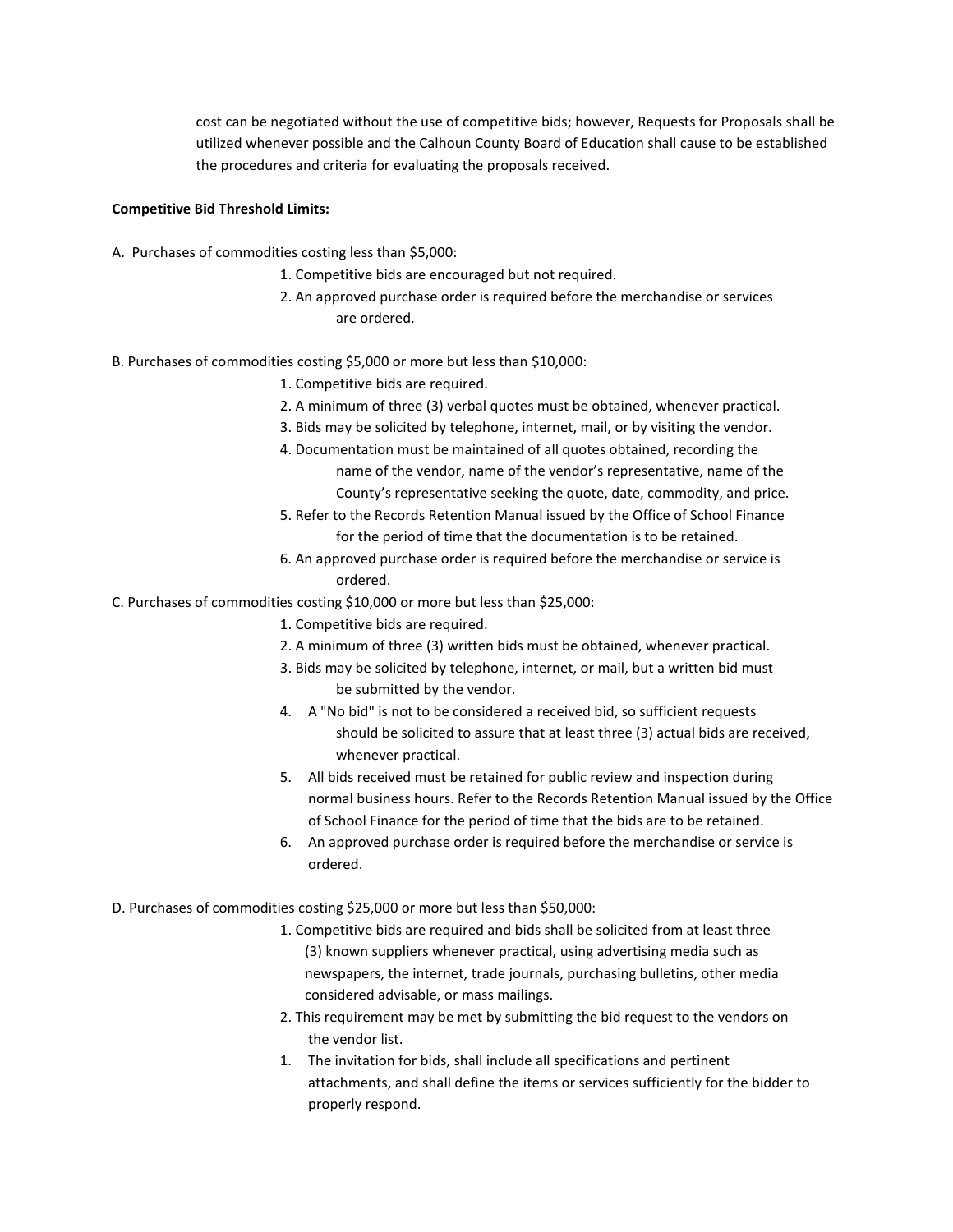cost can be negotiated without the use of competitive bids; however, Requests for Proposals shall be utilized whenever possible and the Calhoun County Board of Education shall cause to be established the procedures and criteria for evaluating the proposals received.

**Competitive Bid Threshold Limits:**

A. Purchases of commodities costing less than $5,000:

1. Competitive bids are encouraged but not required.
2. An approved purchase order is required before the merchandise or services are ordered.

B. Purchases of commodities costing $5,000 or more but less than $10,000:

1. Competitive bids are required.
2. A minimum of three (3) verbal quotes must be obtained, whenever practical.
3. Bids may be solicited by telephone, internet, mail, or by visiting the vendor.
4. Documentation must be maintained of all quotes obtained, recording the name of the vendor, name of the vendor's representative, name of the County's representative seeking the quote, date, commodity, and price.
5. Refer to the Records Retention Manual issued by the Office of School Finance for the period of time that the documentation is to be retained.
6. An approved purchase order is required before the merchandise or service is ordered.

C. Purchases of commodities costing $10,000 or more but less than $25,000:

1. Competitive bids are required.
2. A minimum of three (3) written bids must be obtained, whenever practical.
3. Bids may be solicited by telephone, internet, or mail, but a written bid must be submitted by the vendor.
4. A "No bid" is not to be considered a received bid, so sufficient requests should be solicited to assure that at least three (3) actual bids are received, whenever practical.
5. All bids received must be retained for public review and inspection during normal business hours. Refer to the Records Retention Manual issued by the Office of School Finance for the period of time that the bids are to be retained.
6. An approved purchase order is required before the merchandise or service is ordered.

D. Purchases of commodities costing $25,000 or more but less than $50,000:

1. Competitive bids are required and bids shall be solicited from at least three (3) known suppliers whenever practical, using advertising media such as newspapers, the internet, trade journals, purchasing bulletins, other media considered advisable, or mass mailings.
2. This requirement may be met by submitting the bid request to the vendors on the vendor list.

1. The invitation for bids, shall include all specifications and pertinent attachments, and shall define the items or services sufficiently for the bidder to properly respond.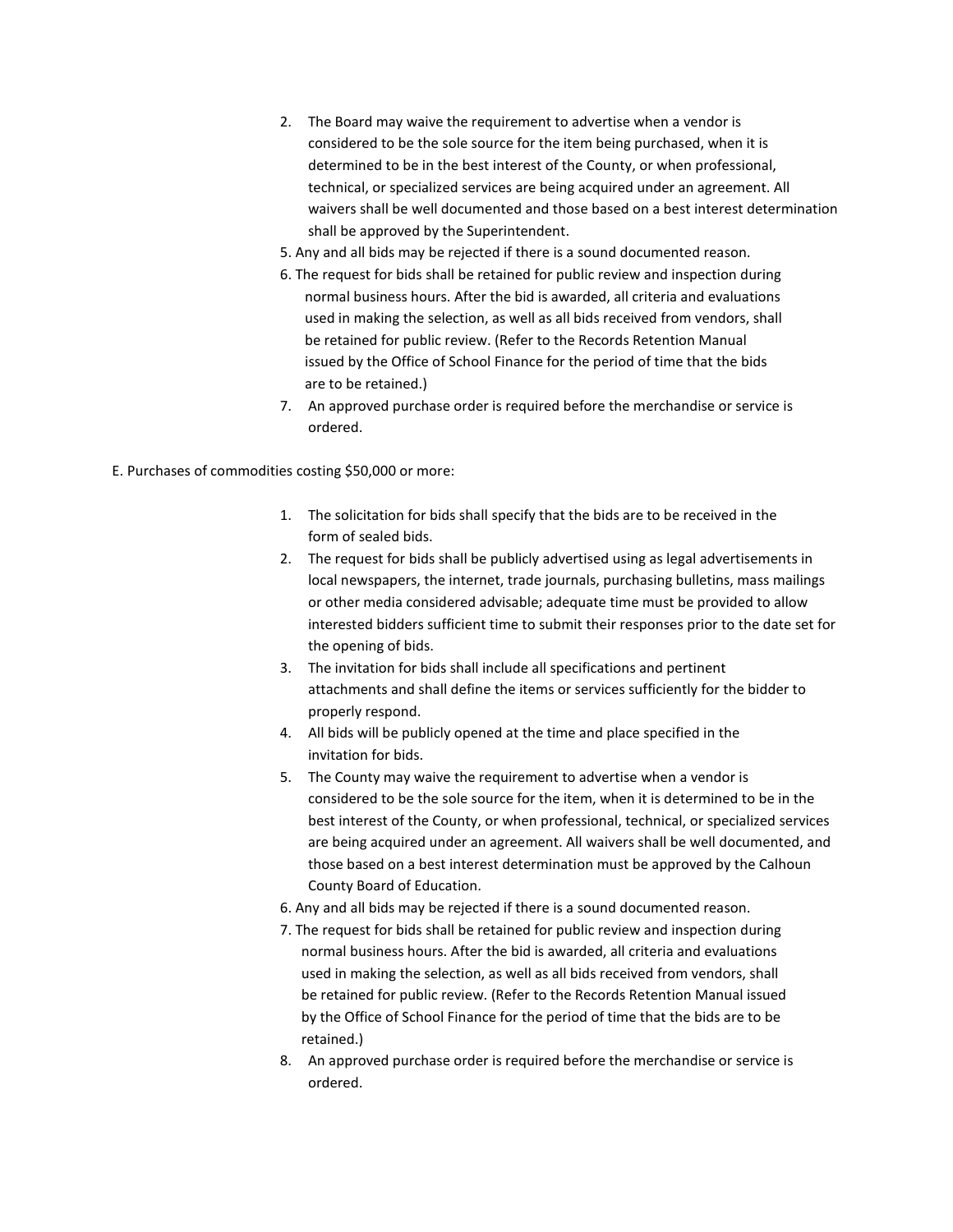2. The Board may waive the requirement to advertise when a vendor is considered to be the sole source for the item being purchased, when it is determined to be in the best interest of the County, or when professional, technical, or specialized services are being acquired under an agreement. All waivers shall be well documented and those based on a best interest determination shall be approved by the Superintendent.

5. Any and all bids may be rejected if there is a sound documented reason.

6. The request for bids shall be retained for public review and inspection during normal business hours. After the bid is awarded, all criteria and evaluations used in making the selection, as well as all bids received from vendors, shall be retained for public review. (Refer to the Records Retention Manual issued by the Office of School Finance for the period of time that the bids are to be retained.)

7. An approved purchase order is required before the merchandise or service is ordered.

E. Purchases of commodities costing $50,000 or more:

1. The solicitation for bids shall specify that the bids are to be received in the form of sealed bids.
2. The request for bids shall be publicly advertised using as legal advertisements in local newspapers, the internet, trade journals, purchasing bulletins, mass mailings or other media considered advisable; adequate time must be provided to allow interested bidders sufficient time to submit their responses prior to the date set for the opening of bids.
3. The invitation for bids shall include all specifications and pertinent attachments and shall define the items or services sufficiently for the bidder to properly respond.
4. All bids will be publicly opened at the time and place specified in the invitation for bids.
5. The County may waive the requirement to advertise when a vendor is considered to be the sole source for the item, when it is determined to be in the best interest of the County, or when professional, technical, or specialized services are being acquired under an agreement. All waivers shall be well documented, and those based on a best interest determination must be approved by the Calhoun County Board of Education.
6. Any and all bids may be rejected if there is a sound documented reason.
7. The request for bids shall be retained for public review and inspection during normal business hours. After the bid is awarded, all criteria and evaluations used in making the selection, as well as all bids received from vendors, shall be retained for public review. (Refer to the Records Retention Manual issued by the Office of School Finance for the period of time that the bids are to be retained.)
8. An approved purchase order is required before the merchandise or service is ordered.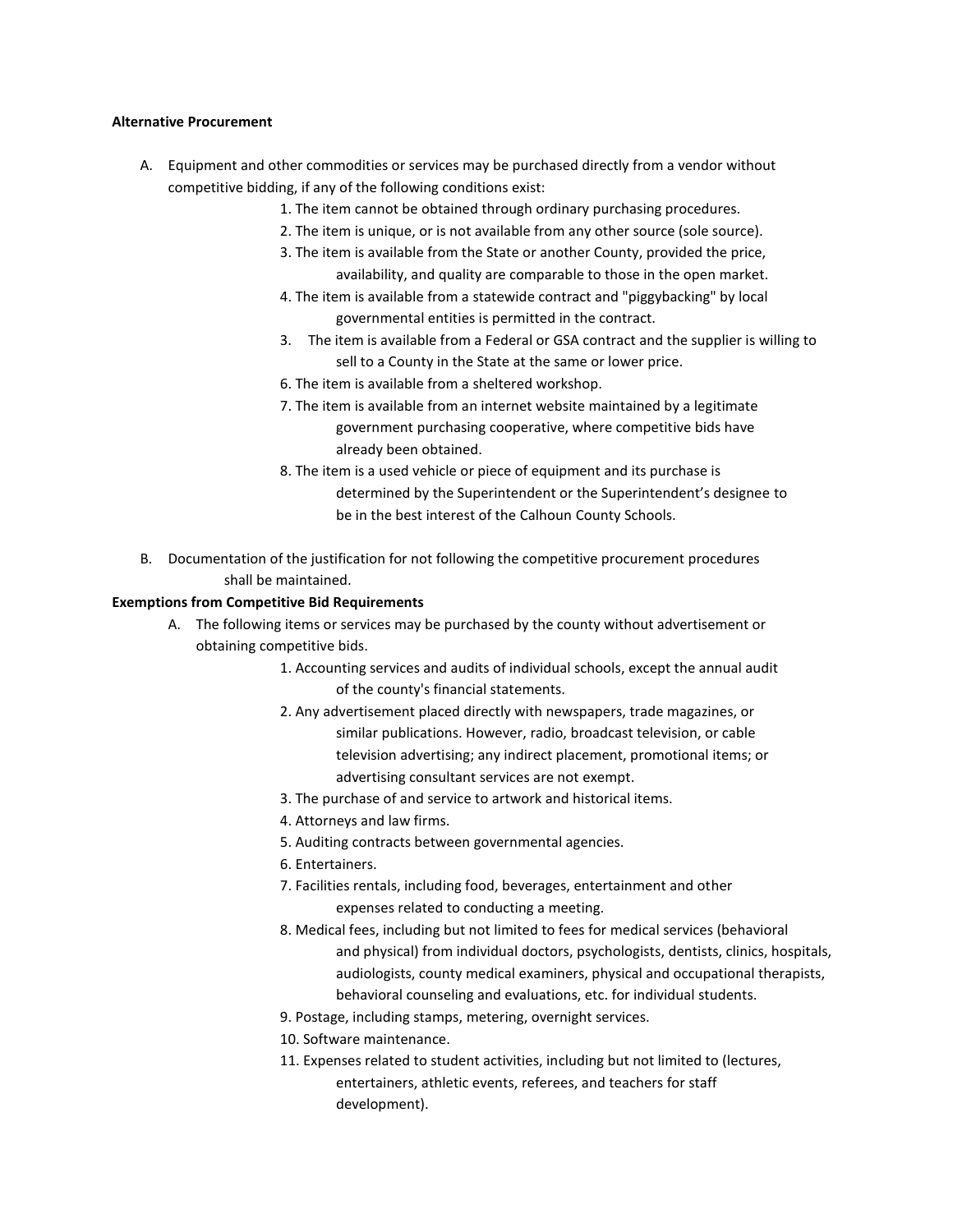**Alternative Procurement**

A. Equipment and other commodities or services may be purchased directly from a vendor without competitive bidding, if any of the following conditions exist:

1. The item cannot be obtained through ordinary purchasing procedures.
2. The item is unique, or is not available from any other source (sole source).
3. The item is available from the State or another County, provided the price, availability, and quality are comparable to those in the open market.
4. The item is available from a statewide contract and "piggybacking" by local governmental entities is permitted in the contract.
3. The item is available from a Federal or GSA contract and the supplier is willing to sell to a County in the State at the same or lower price.
6. The item is available from a sheltered workshop.
7. The item is available from an internet website maintained by a legitimate government purchasing cooperative, where competitive bids have already been obtained.
8. The item is a used vehicle or piece of equipment and its purchase is determined by the Superintendent or the Superintendent's designee to be in the best interest of the Calhoun County Schools.

B. Documentation of the justification for not following the competitive procurement procedures shall be maintained.

**Exemptions from Competitive Bid Requirements**

A. The following items or services may be purchased by the county without advertisement or obtaining competitive bids.

1. Accounting services and audits of individual schools, except the annual audit of the county's financial statements.
2. Any advertisement placed directly with newspapers, trade magazines, or similar publications. However, radio, broadcast television, or cable television advertising; any indirect placement, promotional items; or advertising consultant services are not exempt.
3. The purchase of and service to artwork and historical items.
4. Attorneys and law firms.
5. Auditing contracts between governmental agencies.
6. Entertainers.
7. Facilities rentals, including food, beverages, entertainment and other expenses related to conducting a meeting.
8. Medical fees, including but not limited to fees for medical services (behavioral and physical) from individual doctors, psychologists, dentists, clinics, hospitals, audiologists, county medical examiners, physical and occupational therapists, behavioral counseling and evaluations, etc. for individual students.
9. Postage, including stamps, metering, overnight services.
10. Software maintenance.
11. Expenses related to student activities, including but not limited to (lectures, entertainers, athletic events, referees, and teachers for staff development).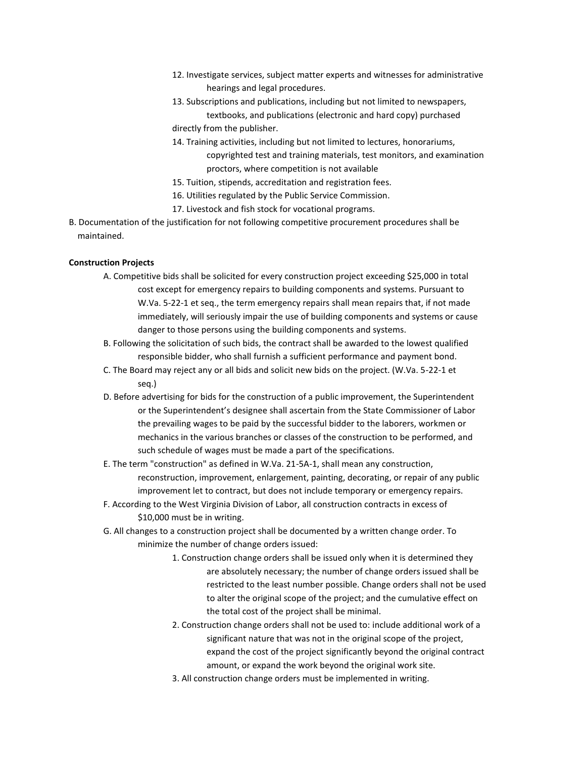12. Investigate services, subject matter experts and witnesses for administrative hearings and legal procedures.
13. Subscriptions and publications, including but not limited to newspapers, textbooks, and publications (electronic and hard copy) purchased directly from the publisher.
14. Training activities, including but not limited to lectures, honorariums, copyrighted test and training materials, test monitors, and examination proctors, where competition is not available
15. Tuition, stipends, accreditation and registration fees.
16. Utilities regulated by the Public Service Commission.
17. Livestock and fish stock for vocational programs.

B. Documentation of the justification for not following competitive procurement procedures shall be maintained.

**Construction Projects**

A. Competitive bids shall be solicited for every construction project exceeding $25,000 in total cost except for emergency repairs to building components and systems. Pursuant to W.Va. 5-22-1 et seq., the term emergency repairs shall mean repairs that, if not made immediately, will seriously impair the use of building components and systems or cause danger to those persons using the building components and systems.

B. Following the solicitation of such bids, the contract shall be awarded to the lowest qualified responsible bidder, who shall furnish a sufficient performance and payment bond.

C. The Board may reject any or all bids and solicit new bids on the project. (W.Va. 5-22-1 et seq.)

D. Before advertising for bids for the construction of a public improvement, the Superintendent or the Superintendent's designee shall ascertain from the State Commissioner of Labor the prevailing wages to be paid by the successful bidder to the laborers, workmen or mechanics in the various branches or classes of the construction to be performed, and such schedule of wages must be made a part of the specifications.

E. The term "construction" as defined in W.Va. 21-5A-1, shall mean any construction, reconstruction, improvement, enlargement, painting, decorating, or repair of any public improvement let to contract, but does not include temporary or emergency repairs.

F. According to the West Virginia Division of Labor, all construction contracts in excess of $10,000 must be in writing.

G. All changes to a construction project shall be documented by a written change order. To minimize the number of change orders issued:

1. Construction change orders shall be issued only when it is determined they are absolutely necessary; the number of change orders issued shall be restricted to the least number possible. Change orders shall not be used to alter the original scope of the project; and the cumulative effect on the total cost of the project shall be minimal.
2. Construction change orders shall not be used to: include additional work of a significant nature that was not in the original scope of the project, expand the cost of the project significantly beyond the original contract amount, or expand the work beyond the original work site.
3. All construction change orders must be implemented in writing.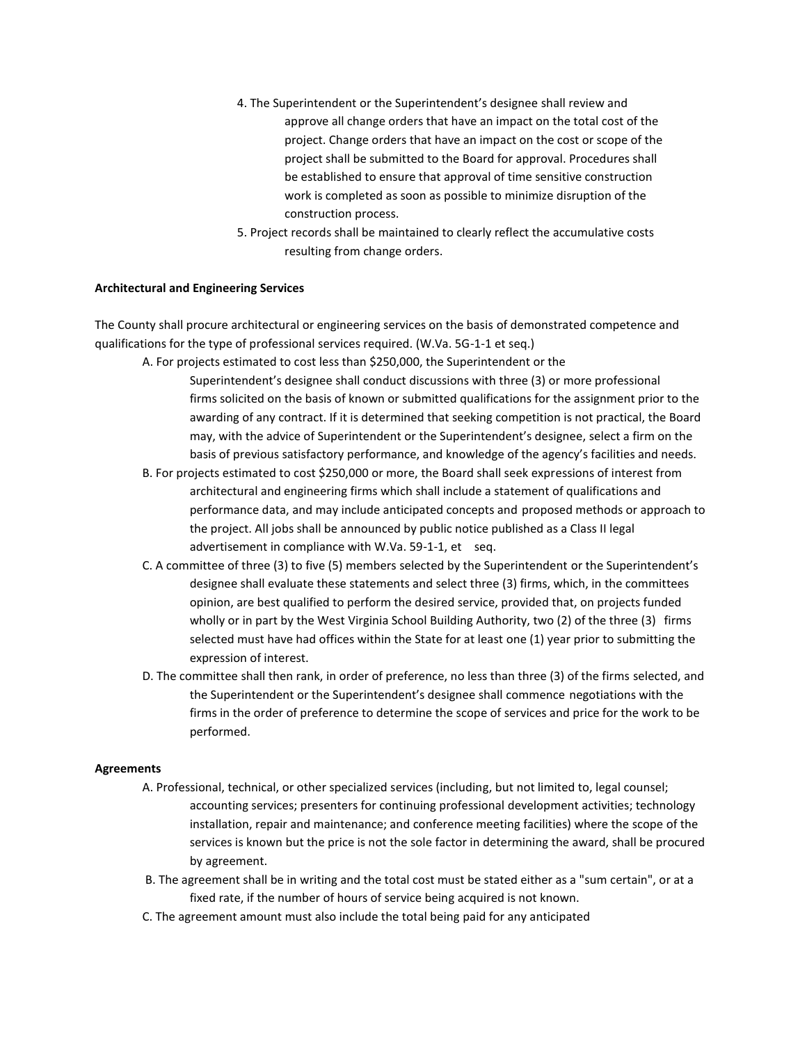4. The Superintendent or the Superintendent's designee shall review and approve all change orders that have an impact on the total cost of the project. Change orders that have an impact on the cost or scope of the project shall be submitted to the Board for approval. Procedures shall be established to ensure that approval of time sensitive construction work is completed as soon as possible to minimize disruption of the construction process.
5. Project records shall be maintained to clearly reflect the accumulative costs resulting from change orders.

**Architectural and Engineering Services**

The County shall procure architectural or engineering services on the basis of demonstrated competence and qualifications for the type of professional services required. (W.Va. 5G-1-1 et seq.)

A. For projects estimated to cost less than $250,000, the Superintendent or the Superintendent's designee shall conduct discussions with three (3) or more professional firms solicited on the basis of known or submitted qualifications for the assignment prior to the awarding of any contract. If it is determined that seeking competition is not practical, the Board may, with the advice of Superintendent or the Superintendent's designee, select a firm on the basis of previous satisfactory performance, and knowledge of the agency's facilities and needs.

B. For projects estimated to cost $250,000 or more, the Board shall seek expressions of interest from architectural and engineering firms which shall include a statement of qualifications and performance data, and may include anticipated concepts and proposed methods or approach to the project. All jobs shall be announced by public notice published as a Class II legal advertisement in compliance with W.Va. 59-1-1, et seq.

C. A committee of three (3) to five (5) members selected by the Superintendent or the Superintendent's designee shall evaluate these statements and select three (3) firms, which, in the committees opinion, are best qualified to perform the desired service, provided that, on projects funded wholly or in part by the West Virginia School Building Authority, two (2) of the three (3) firms selected must have had offices within the State for at least one (1) year prior to submitting the expression of interest.

D. The committee shall then rank, in order of preference, no less than three (3) of the firms selected, and the Superintendent or the Superintendent's designee shall commence negotiations with the firms in the order of preference to determine the scope of services and price for the work to be performed.

**Agreements**

A. Professional, technical, or other specialized services (including, but not limited to, legal counsel; accounting services; presenters for continuing professional development activities; technology installation, repair and maintenance; and conference meeting facilities) where the scope of the services is known but the price is not the sole factor in determining the award, shall be procured by agreement.

B. The agreement shall be in writing and the total cost must be stated either as a "sum certain", or at a fixed rate, if the number of hours of service being acquired is not known.

C. The agreement amount must also include the total being paid for any anticipated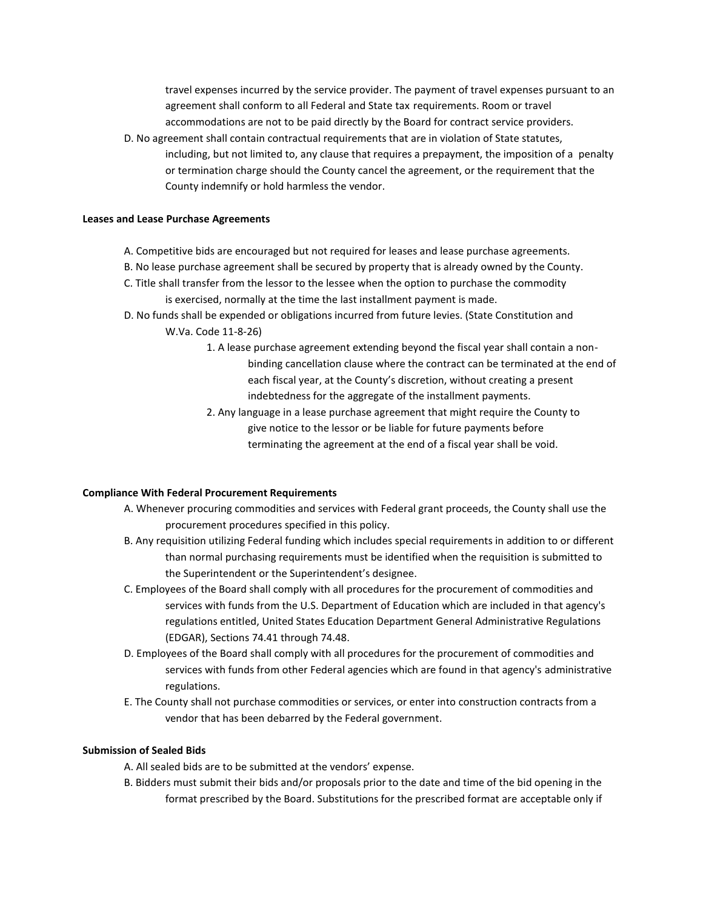travel expenses incurred by the service provider. The payment of travel expenses pursuant to an agreement shall conform to all Federal and State tax requirements. Room or travel accommodations are not to be paid directly by the Board for contract service providers.

D. No agreement shall contain contractual requirements that are in violation of State statutes, including, but not limited to, any clause that requires a prepayment, the imposition of a penalty or termination charge should the County cancel the agreement, or the requirement that the County indemnify or hold harmless the vendor.

**Leases and Lease Purchase Agreements**

A. Competitive bids are encouraged but not required for leases and lease purchase agreements.

B. No lease purchase agreement shall be secured by property that is already owned by the County.

C. Title shall transfer from the lessor to the lessee when the option to purchase the commodity is exercised, normally at the time the last installment payment is made.

D. No funds shall be expended or obligations incurred from future levies. (State Constitution and W.Va. Code 11-8-26)

1. A lease purchase agreement extending beyond the fiscal year shall contain a non-binding cancellation clause where the contract can be terminated at the end of each fiscal year, at the County's discretion, without creating a present indebtedness for the aggregate of the installment payments.
2. Any language in a lease purchase agreement that might require the County to give notice to the lessor or be liable for future payments before terminating the agreement at the end of a fiscal year shall be void.

**Compliance With Federal Procurement Requirements**

A. Whenever procuring commodities and services with Federal grant proceeds, the County shall use the procurement procedures specified in this policy.

B. Any requisition utilizing Federal funding which includes special requirements in addition to or different than normal purchasing requirements must be identified when the requisition is submitted to the Superintendent or the Superintendent's designee.

C. Employees of the Board shall comply with all procedures for the procurement of commodities and services with funds from the U.S. Department of Education which are included in that agency's regulations entitled, United States Education Department General Administrative Regulations (EDGAR), Sections 74.41 through 74.48.

D. Employees of the Board shall comply with all procedures for the procurement of commodities and services with funds from other Federal agencies which are found in that agency's administrative regulations.

E. The County shall not purchase commodities or services, or enter into construction contracts from a vendor that has been debarred by the Federal government.

**Submission of Sealed Bids**

A. All sealed bids are to be submitted at the vendors' expense.

B. Bidders must submit their bids and/or proposals prior to the date and time of the bid opening in the format prescribed by the Board. Substitutions for the prescribed format are acceptable only if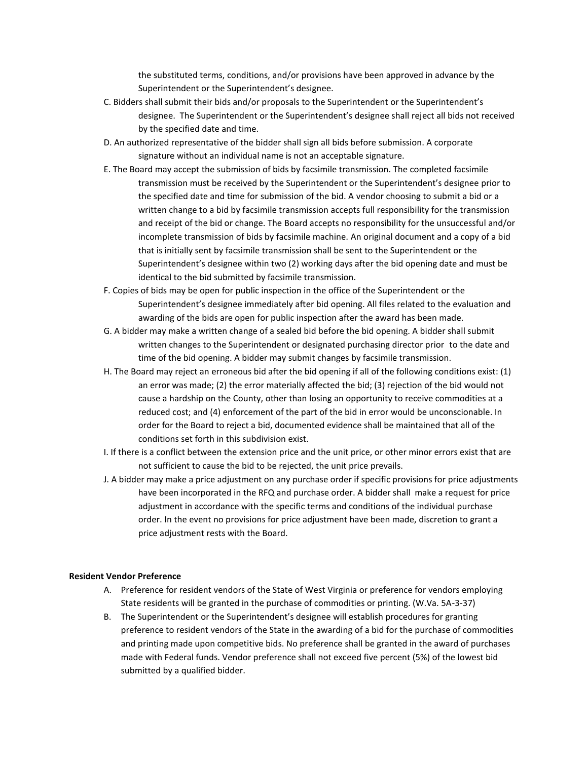the substituted terms, conditions, and/or provisions have been approved in advance by the Superintendent or the Superintendent's designee.

C. Bidders shall submit their bids and/or proposals to the Superintendent or the Superintendent's designee. The Superintendent or the Superintendent's designee shall reject all bids not received by the specified date and time.

D. An authorized representative of the bidder shall sign all bids before submission. A corporate signature without an individual name is not an acceptable signature.

E. The Board may accept the submission of bids by facsimile transmission. The completed facsimile transmission must be received by the Superintendent or the Superintendent's designee prior to the specified date and time for submission of the bid. A vendor choosing to submit a bid or a written change to a bid by facsimile transmission accepts full responsibility for the transmission and receipt of the bid or change. The Board accepts no responsibility for the unsuccessful and/or incomplete transmission of bids by facsimile machine. An original document and a copy of a bid that is initially sent by facsimile transmission shall be sent to the Superintendent or the Superintendent's designee within two (2) working days after the bid opening date and must be identical to the bid submitted by facsimile transmission.

F. Copies of bids may be open for public inspection in the office of the Superintendent or the Superintendent's designee immediately after bid opening. All files related to the evaluation and awarding of the bids are open for public inspection after the award has been made.

G. A bidder may make a written change of a sealed bid before the bid opening. A bidder shall submit written changes to the Superintendent or designated purchasing director prior to the date and time of the bid opening. A bidder may submit changes by facsimile transmission.

H. The Board may reject an erroneous bid after the bid opening if all of the following conditions exist: (1) an error was made; (2) the error materially affected the bid; (3) rejection of the bid would not cause a hardship on the County, other than losing an opportunity to receive commodities at a reduced cost; and (4) enforcement of the part of the bid in error would be unconscionable. In order for the Board to reject a bid, documented evidence shall be maintained that all of the conditions set forth in this subdivision exist.

I. If there is a conflict between the extension price and the unit price, or other minor errors exist that are not sufficient to cause the bid to be rejected, the unit price prevails.

J. A bidder may make a price adjustment on any purchase order if specific provisions for price adjustments have been incorporated in the RFQ and purchase order. A bidder shall make a request for price adjustment in accordance with the specific terms and conditions of the individual purchase order. In the event no provisions for price adjustment have been made, discretion to grant a price adjustment rests with the Board.

**Resident Vendor Preference**

A. Preference for resident vendors of the State of West Virginia or preference for vendors employing State residents will be granted in the purchase of commodities or printing. (W.Va. 5A-3-37)

B. The Superintendent or the Superintendent's designee will establish procedures for granting preference to resident vendors of the State in the awarding of a bid for the purchase of commodities and printing made upon competitive bids. No preference shall be granted in the award of purchases made with Federal funds. Vendor preference shall not exceed five percent (5%) of the lowest bid submitted by a qualified bidder.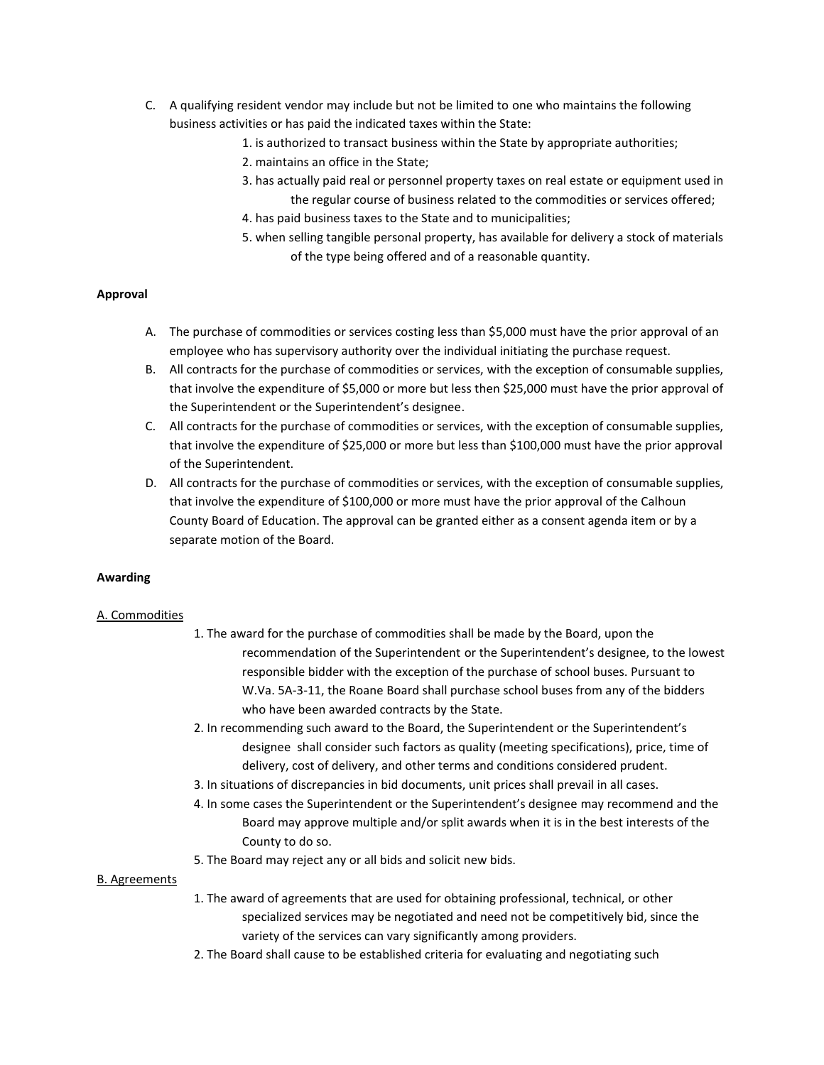C. A qualifying resident vendor may include but not be limited to one who maintains the following business activities or has paid the indicated taxes within the State:
   1. is authorized to transact business within the State by appropriate authorities;
   2. maintains an office in the State;
   3. has actually paid real or personnel property taxes on real estate or equipment used in the regular course of business related to the commodities or services offered;
   4. has paid business taxes to the State and to municipalities;
   5. when selling tangible personal property, has available for delivery a stock of materials of the type being offered and of a reasonable quantity.

**Approval**

A. The purchase of commodities or services costing less than $5,000 must have the prior approval of an employee who has supervisory authority over the individual initiating the purchase request.

B. All contracts for the purchase of commodities or services, with the exception of consumable supplies, that involve the expenditure of $5,000 or more but less then $25,000 must have the prior approval of the Superintendent or the Superintendent's designee.

C. All contracts for the purchase of commodities or services, with the exception of consumable supplies, that involve the expenditure of $25,000 or more but less than $100,000 must have the prior approval of the Superintendent.

D. All contracts for the purchase of commodities or services, with the exception of consumable supplies, that involve the expenditure of $100,000 or more must have the prior approval of the Calhoun County Board of Education. The approval can be granted either as a consent agenda item or by a separate motion of the Board.

**Awarding**

A. Commodities

1. The award for the purchase of commodities shall be made by the Board, upon the recommendation of the Superintendent or the Superintendent's designee, to the lowest responsible bidder with the exception of the purchase of school buses. Pursuant to W.Va. 5A-3-11, the Roane Board shall purchase school buses from any of the bidders who have been awarded contracts by the State.
2. In recommending such award to the Board, the Superintendent or the Superintendent's designee shall consider such factors as quality (meeting specifications), price, time of delivery, cost of delivery, and other terms and conditions considered prudent.
3. In situations of discrepancies in bid documents, unit prices shall prevail in all cases.
4. In some cases the Superintendent or the Superintendent's designee may recommend and the Board may approve multiple and/or split awards when it is in the best interests of the County to do so.
5. The Board may reject any or all bids and solicit new bids.

B. Agreements

1. The award of agreements that are used for obtaining professional, technical, or other specialized services may be negotiated and need not be competitively bid, since the variety of the services can vary significantly among providers.
2. The Board shall cause to be established criteria for evaluating and negotiating such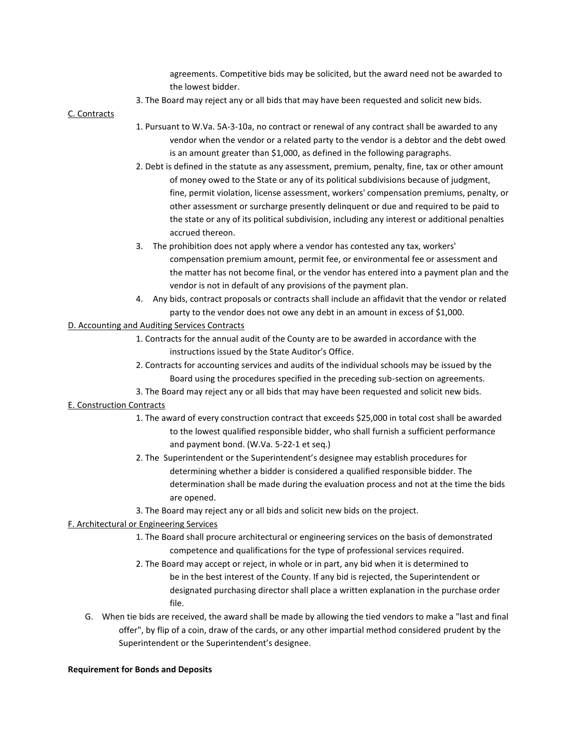agreements. Competitive bids may be solicited, but the award need not be awarded to the lowest bidder.

3. The Board may reject any or all bids that may have been requested and solicit new bids.

<u>C. Contracts</u>

1. Pursuant to W.Va. 5A-3-10a, no contract or renewal of any contract shall be awarded to any vendor when the vendor or a related party to the vendor is a debtor and the debt owed is an amount greater than $1,000, as defined in the following paragraphs.
2. Debt is defined in the statute as any assessment, premium, penalty, fine, tax or other amount of money owed to the State or any of its political subdivisions because of judgment, fine, permit violation, license assessment, workers' compensation premiums, penalty, or other assessment or surcharge presently delinquent or due and required to be paid to the state or any of its political subdivision, including any interest or additional penalties accrued thereon.
3. The prohibition does not apply where a vendor has contested any tax, workers' compensation premium amount, permit fee, or environmental fee or assessment and the matter has not become final, or the vendor has entered into a payment plan and the vendor is not in default of any provisions of the payment plan.
4. Any bids, contract proposals or contracts shall include an affidavit that the vendor or related party to the vendor does not owe any debt in an amount in excess of $1,000.

<u>D. Accounting and Auditing Services Contracts</u>

1. Contracts for the annual audit of the County are to be awarded in accordance with the instructions issued by the State Auditor's Office.
2. Contracts for accounting services and audits of the individual schools may be issued by the Board using the procedures specified in the preceding sub-section on agreements.
3. The Board may reject any or all bids that may have been requested and solicit new bids.

<u>E. Construction Contracts</u>

1. The award of every construction contract that exceeds $25,000 in total cost shall be awarded to the lowest qualified responsible bidder, who shall furnish a sufficient performance and payment bond. (W.Va. 5-22-1 et seq.)
2. The Superintendent or the Superintendent's designee may establish procedures for determining whether a bidder is considered a qualified responsible bidder. The determination shall be made during the evaluation process and not at the time the bids are opened.
3. The Board may reject any or all bids and solicit new bids on the project.

<u>F. Architectural or Engineering Services</u>

1. The Board shall procure architectural or engineering services on the basis of demonstrated competence and qualifications for the type of professional services required.
2. The Board may accept or reject, in whole or in part, any bid when it is determined to be in the best interest of the County. If any bid is rejected, the Superintendent or designated purchasing director shall place a written explanation in the purchase order file.

G. When tie bids are received, the award shall be made by allowing the tied vendors to make a "last and final offer", by flip of a coin, draw of the cards, or any other impartial method considered prudent by the Superintendent or the Superintendent's designee.

**Requirement for Bonds and Deposits**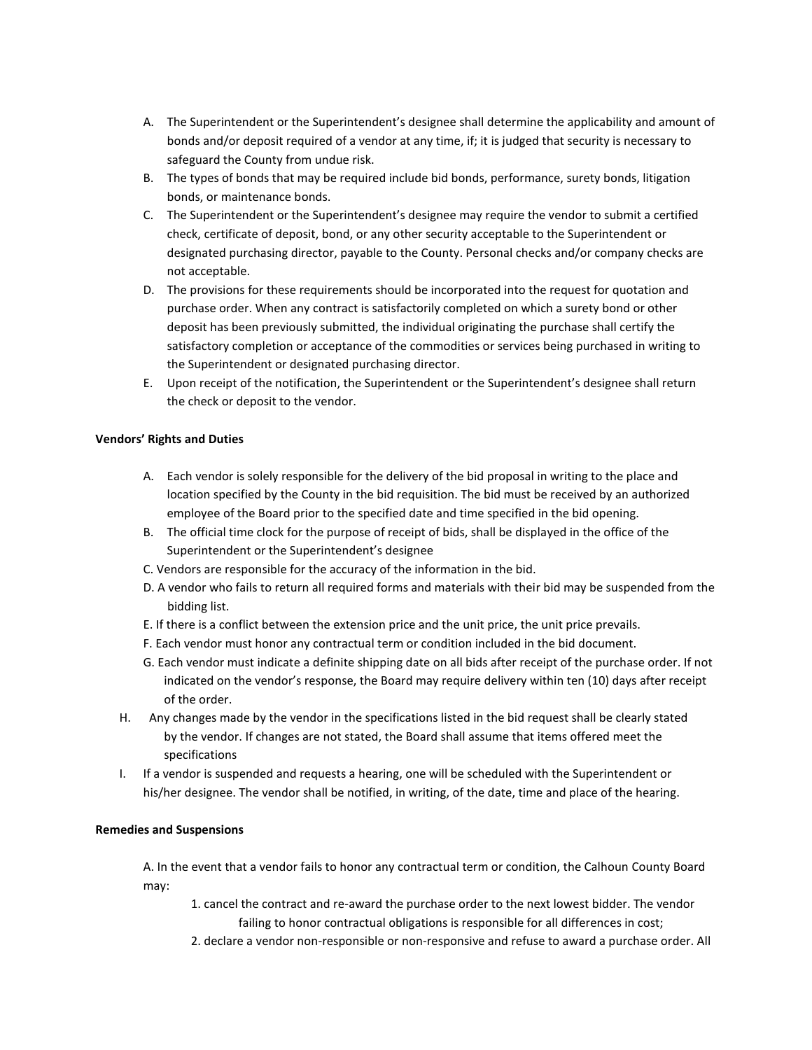A. The Superintendent or the Superintendent's designee shall determine the applicability and amount of bonds and/or deposit required of a vendor at any time, if; it is judged that security is necessary to safeguard the County from undue risk.

B. The types of bonds that may be required include bid bonds, performance, surety bonds, litigation bonds, or maintenance bonds.

C. The Superintendent or the Superintendent's designee may require the vendor to submit a certified check, certificate of deposit, bond, or any other security acceptable to the Superintendent or designated purchasing director, payable to the County. Personal checks and/or company checks are not acceptable.

D. The provisions for these requirements should be incorporated into the request for quotation and purchase order. When any contract is satisfactorily completed on which a surety bond or other deposit has been previously submitted, the individual originating the purchase shall certify the satisfactory completion or acceptance of the commodities or services being purchased in writing to the Superintendent or designated purchasing director.

E. Upon receipt of the notification, the Superintendent or the Superintendent's designee shall return the check or deposit to the vendor.

**Vendors' Rights and Duties**

A. Each vendor is solely responsible for the delivery of the bid proposal in writing to the place and location specified by the County in the bid requisition. The bid must be received by an authorized employee of the Board prior to the specified date and time specified in the bid opening.

B. The official time clock for the purpose of receipt of bids, shall be displayed in the office of the Superintendent or the Superintendent's designee

C. Vendors are responsible for the accuracy of the information in the bid.

D. A vendor who fails to return all required forms and materials with their bid may be suspended from the bidding list.

E. If there is a conflict between the extension price and the unit price, the unit price prevails.

F. Each vendor must honor any contractual term or condition included in the bid document.

G. Each vendor must indicate a definite shipping date on all bids after receipt of the purchase order. If not indicated on the vendor's response, the Board may require delivery within ten (10) days after receipt of the order.

H. Any changes made by the vendor in the specifications listed in the bid request shall be clearly stated by the vendor. If changes are not stated, the Board shall assume that items offered meet the specifications

I. If a vendor is suspended and requests a hearing, one will be scheduled with the Superintendent or his/her designee. The vendor shall be notified, in writing, of the date, time and place of the hearing.

**Remedies and Suspensions**

A. In the event that a vendor fails to honor any contractual term or condition, the Calhoun County Board may:

1. cancel the contract and re-award the purchase order to the next lowest bidder. The vendor failing to honor contractual obligations is responsible for all differences in cost;
2. declare a vendor non-responsible or non-responsive and refuse to award a purchase order. All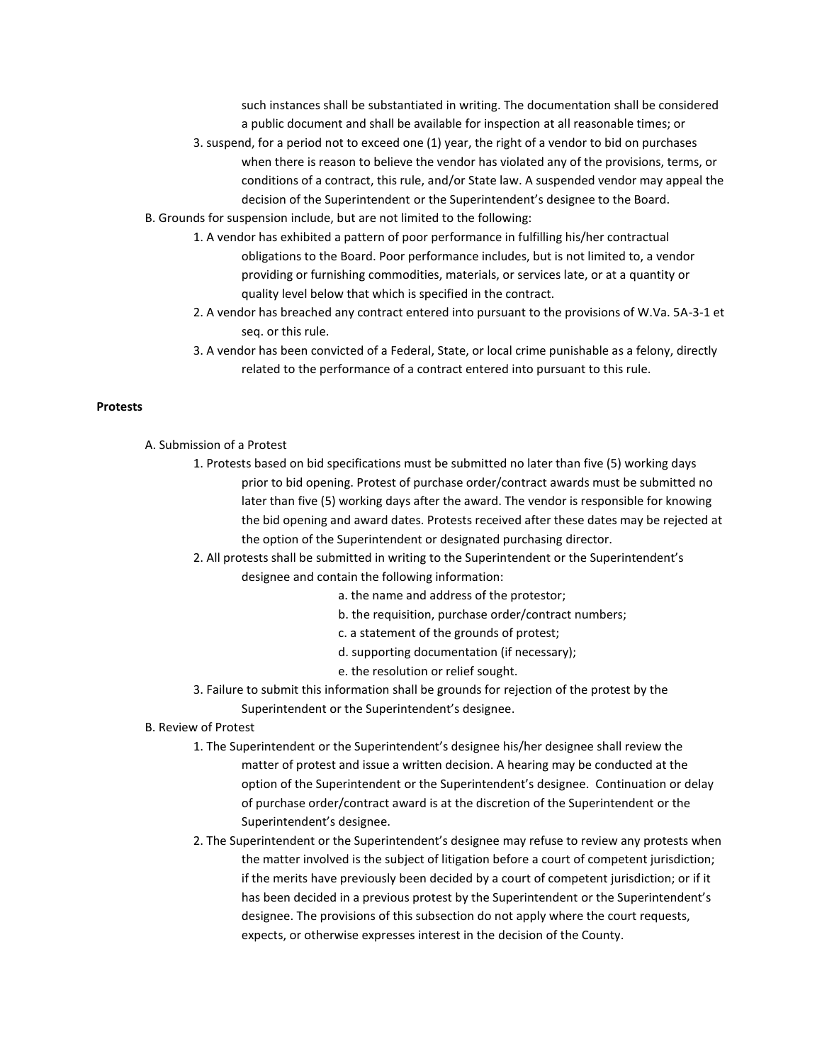such instances shall be substantiated in writing. The documentation shall be considered a public document and shall be available for inspection at all reasonable times; or

3. suspend, for a period not to exceed one (1) year, the right of a vendor to bid on purchases when there is reason to believe the vendor has violated any of the provisions, terms, or conditions of a contract, this rule, and/or State law. A suspended vendor may appeal the decision of the Superintendent or the Superintendent's designee to the Board.

B. Grounds for suspension include, but are not limited to the following:

1. A vendor has exhibited a pattern of poor performance in fulfilling his/her contractual obligations to the Board. Poor performance includes, but is not limited to, a vendor providing or furnishing commodities, materials, or services late, or at a quantity or quality level below that which is specified in the contract.
2. A vendor has breached any contract entered into pursuant to the provisions of W.Va. 5A-3-1 et seq. or this rule.
3. A vendor has been convicted of a Federal, State, or local crime punishable as a felony, directly related to the performance of a contract entered into pursuant to this rule.

**Protests**

A. Submission of a Protest

1. Protests based on bid specifications must be submitted no later than five (5) working days prior to bid opening. Protest of purchase order/contract awards must be submitted no later than five (5) working days after the award. The vendor is responsible for knowing the bid opening and award dates. Protests received after these dates may be rejected at the option of the Superintendent or designated purchasing director.
2. All protests shall be submitted in writing to the Superintendent or the Superintendent's designee and contain the following information:
    a. the name and address of the protestor;
    b. the requisition, purchase order/contract numbers;
    c. a statement of the grounds of protest;
    d. supporting documentation (if necessary);
    e. the resolution or relief sought.
3. Failure to submit this information shall be grounds for rejection of the protest by the Superintendent or the Superintendent's designee.

B. Review of Protest

1. The Superintendent or the Superintendent's designee his/her designee shall review the matter of protest and issue a written decision. A hearing may be conducted at the option of the Superintendent or the Superintendent's designee. Continuation or delay of purchase order/contract award is at the discretion of the Superintendent or the Superintendent's designee.
2. The Superintendent or the Superintendent's designee may refuse to review any protests when the matter involved is the subject of litigation before a court of competent jurisdiction; if the merits have previously been decided by a court of competent jurisdiction; or if it has been decided in a previous protest by the Superintendent or the Superintendent's designee. The provisions of this subsection do not apply where the court requests, expects, or otherwise expresses interest in the decision of the County.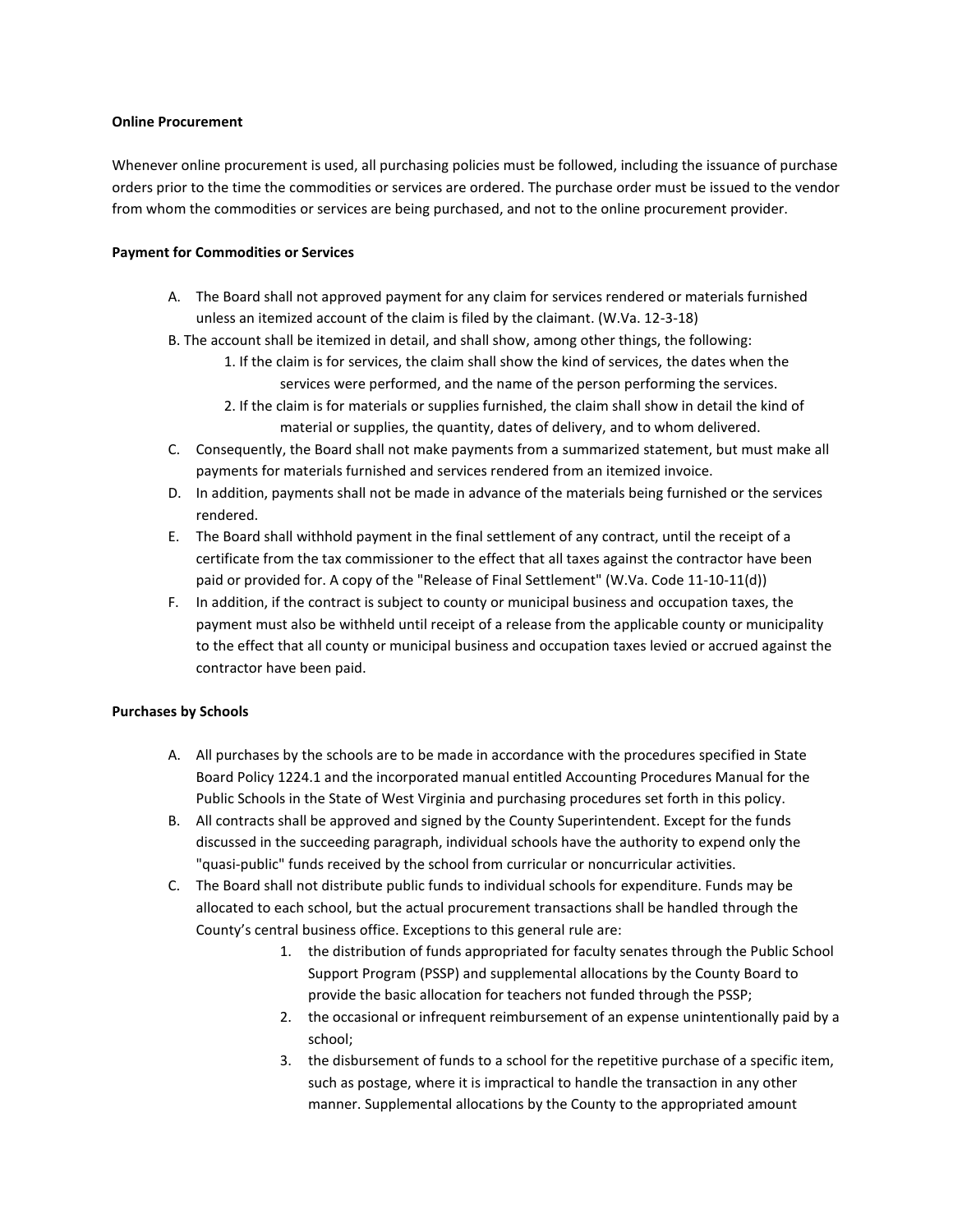**Online Procurement**

Whenever online procurement is used, all purchasing policies must be followed, including the issuance of purchase orders prior to the time the commodities or services are ordered. The purchase order must be issued to the vendor from whom the commodities or services are being purchased, and not to the online procurement provider.

**Payment for Commodities or Services**

A. The Board shall not approved payment for any claim for services rendered or materials furnished unless an itemized account of the claim is filed by the claimant. (W.Va. 12-3-18)

B. The account shall be itemized in detail, and shall show, among other things, the following:
   1. If the claim is for services, the claim shall show the kind of services, the dates when the services were performed, and the name of the person performing the services.
   2. If the claim is for materials or supplies furnished, the claim shall show in detail the kind of material or supplies, the quantity, dates of delivery, and to whom delivered.

C. Consequently, the Board shall not make payments from a summarized statement, but must make all payments for materials furnished and services rendered from an itemized invoice.

D. In addition, payments shall not be made in advance of the materials being furnished or the services rendered.

E. The Board shall withhold payment in the final settlement of any contract, until the receipt of a certificate from the tax commissioner to the effect that all taxes against the contractor have been paid or provided for. A copy of the "Release of Final Settlement" (W.Va. Code 11-10-11(d))

F. In addition, if the contract is subject to county or municipal business and occupation taxes, the payment must also be withheld until receipt of a release from the applicable county or municipality to the effect that all county or municipal business and occupation taxes levied or accrued against the contractor have been paid.

**Purchases by Schools**

A. All purchases by the schools are to be made in accordance with the procedures specified in State Board Policy 1224.1 and the incorporated manual entitled Accounting Procedures Manual for the Public Schools in the State of West Virginia and purchasing procedures set forth in this policy.

B. All contracts shall be approved and signed by the County Superintendent. Except for the funds discussed in the succeeding paragraph, individual schools have the authority to expend only the "quasi-public" funds received by the school from curricular or noncurricular activities.

C. The Board shall not distribute public funds to individual schools for expenditure. Funds may be allocated to each school, but the actual procurement transactions shall be handled through the County's central business office. Exceptions to this general rule are:
   1. the distribution of funds appropriated for faculty senates through the Public School Support Program (PSSP) and supplemental allocations by the County Board to provide the basic allocation for teachers not funded through the PSSP;
   2. the occasional or infrequent reimbursement of an expense unintentionally paid by a school;
   3. the disbursement of funds to a school for the repetitive purchase of a specific item, such as postage, where it is impractical to handle the transaction in any other manner. Supplemental allocations by the County to the appropriated amount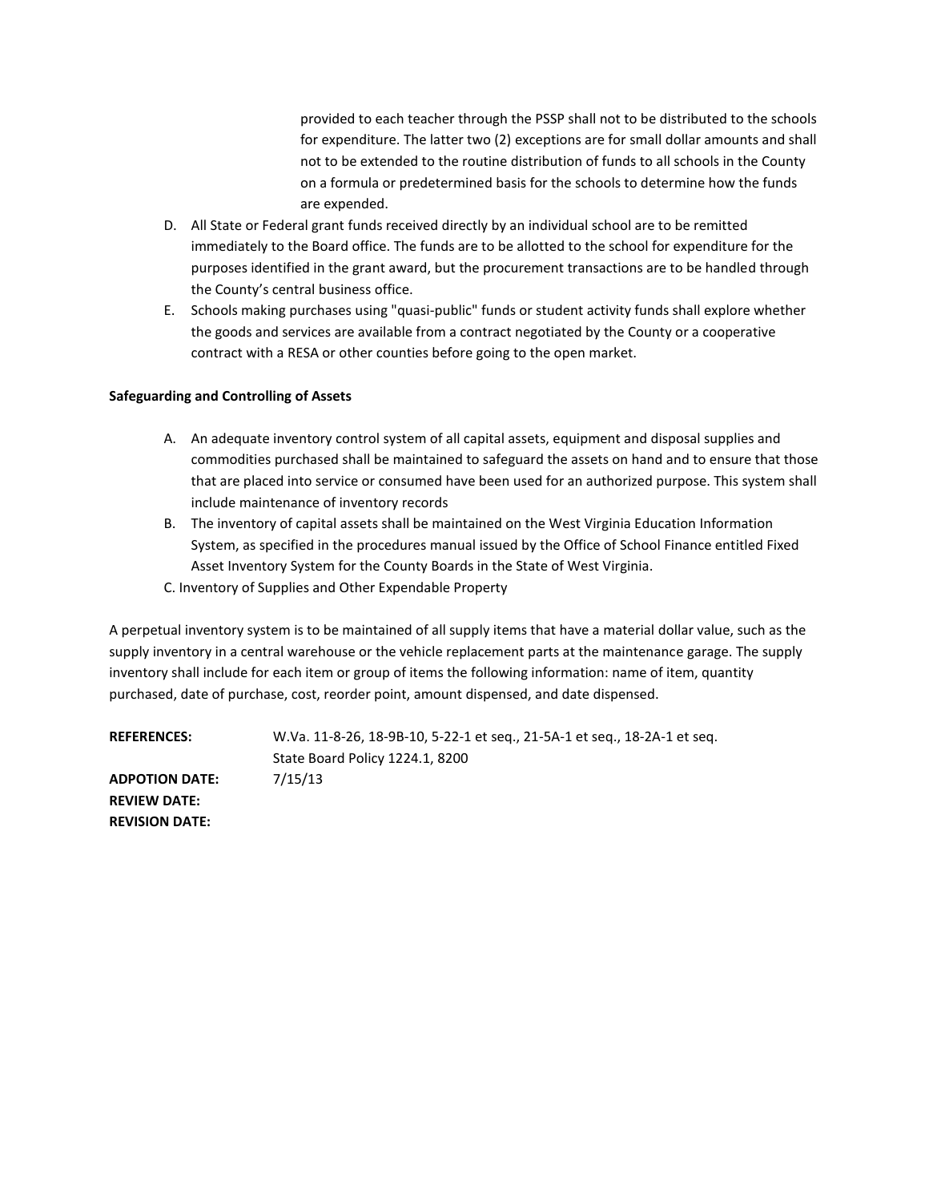provided to each teacher through the PSSP shall not to be distributed to the schools for expenditure. The latter two (2) exceptions are for small dollar amounts and shall not to be extended to the routine distribution of funds to all schools in the County on a formula or predetermined basis for the schools to determine how the funds are expended.

D. All State or Federal grant funds received directly by an individual school are to be remitted immediately to the Board office. The funds are to be allotted to the school for expenditure for the purposes identified in the grant award, but the procurement transactions are to be handled through the County's central business office.
E. Schools making purchases using "quasi-public" funds or student activity funds shall explore whether the goods and services are available from a contract negotiated by the County or a cooperative contract with a RESA or other counties before going to the open market.

**Safeguarding and Controlling of Assets**

A. An adequate inventory control system of all capital assets, equipment and disposal supplies and commodities purchased shall be maintained to safeguard the assets on hand and to ensure that those that are placed into service or consumed have been used for an authorized purpose. This system shall include maintenance of inventory records
B. The inventory of capital assets shall be maintained on the West Virginia Education Information System, as specified in the procedures manual issued by the Office of School Finance entitled Fixed Asset Inventory System for the County Boards in the State of West Virginia.
C. Inventory of Supplies and Other Expendable Property

A perpetual inventory system is to be maintained of all supply items that have a material dollar value, such as the supply inventory in a central warehouse or the vehicle replacement parts at the maintenance garage. The supply inventory shall include for each item or group of items the following information: name of item, quantity purchased, date of purchase, cost, reorder point, amount dispensed, and date dispensed.

**REFERENCES:** W.Va. 11-8-26, 18-9B-10, 5-22-1 et seq., 21-5A-1 et seq., 18-2A-1 et seq.
State Board Policy 1224.1, 8200

**ADPOTION DATE:** 7/15/13

**REVIEW DATE:**

**REVISION DATE:**